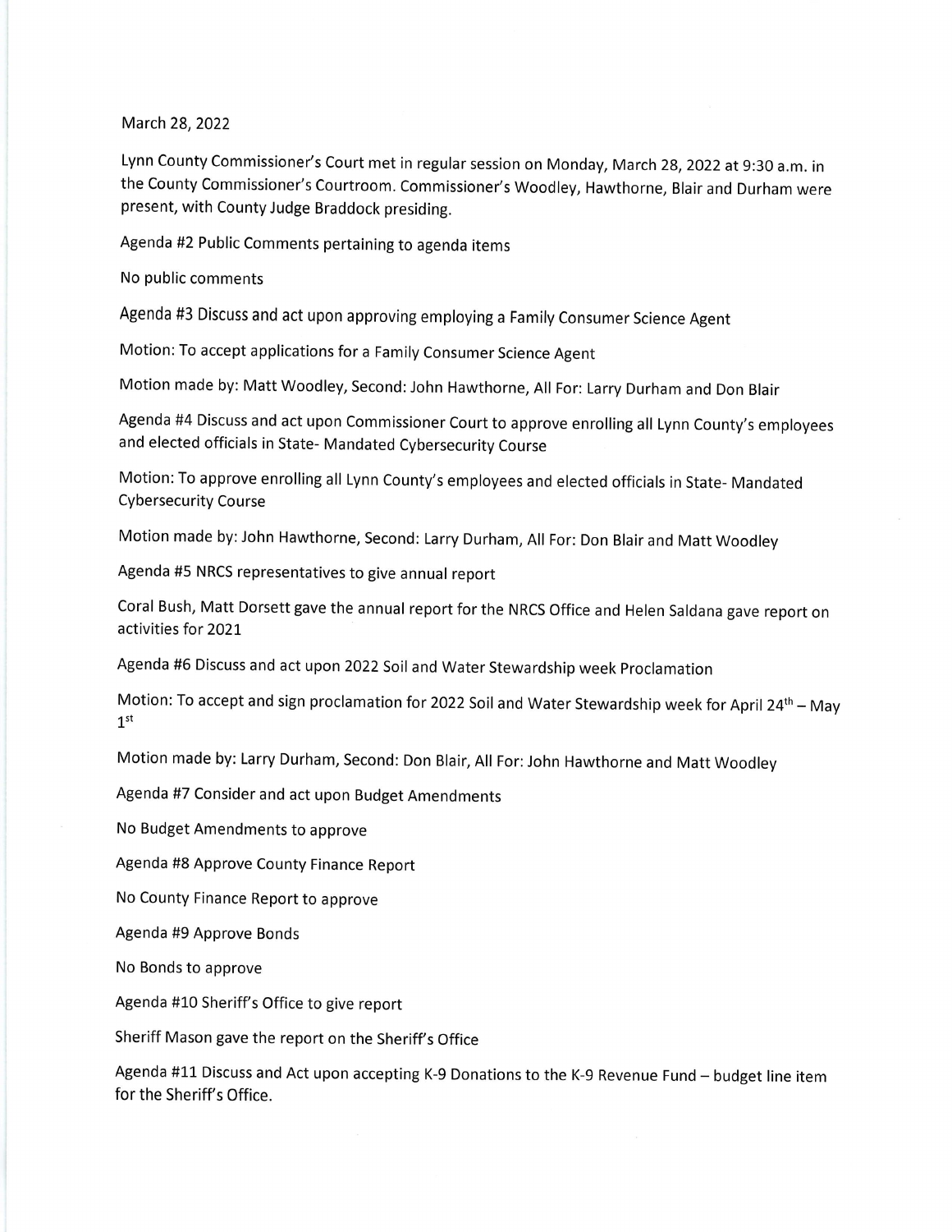March 28, 2022

Lynn County Commissioner's Court met in regular session on Monday, March 28, 2022 at 9:30 a.m. in the County Commissioner's Courtroom. Commissioner's Woodley, Hawthorne, Blair and Durham were present, with County Judge Braddock presiding.

Agenda #2 Public Comments pertaining to agenda items

No public comments

Agenda #3 Discuss and act upon approving employing a Family Consumer Science Agent

Motion: To accept applications for a Family Consumer Science Agent

Motion made by: Matt Woodley, Second: John Hawthorne, All For: Larry Durham and Don Blair

Agenda #4 Discuss and act upon Commissioner Court to approve enrolling all Lynn County's employees and elected officials in State- Mandated Cybersecurity Course

Motion: To approve enrolling all Lynn County's employees and elected officials in State- Mandated Cybersecurity Course

Motion made by: John Hawthorne, Second: Larry Durham, All For: Don Blair and Matt Woodley

Agenda #5 NRCS representatives to give annual report

Coral Bush, Matt Dorsett gave the annual report for the NRCS Office and Helen Saldana gave report on activities for 2021

Agenda #6 Discuss and act upon 2022 Soil and Water Stewardship week Proclamation

Motion: To accept and sign proclamation for 2022 Soil and Water Stewardship week for April 24th – May 1st

Motion made by: Larry Durham, Second: Don Blair, All For: John Hawthorne and Matt Woodley

Agenda #7 Consider and act upon Budget Amendments

No Budget Amendments to approve

Agenda #8 Approve County Finance Report

No County Finance Report to approve

Agenda #9 Approve Bonds

No Bonds to approve

Agenda #10 Sheriff's Office to give report

Sheriff Mason gave the report on the Sheriff's Office

Agenda #11 Discuss and Act upon accepting K-9 Donations to the K-9 Revenue Fund – budget line item for the Sheriff's Office.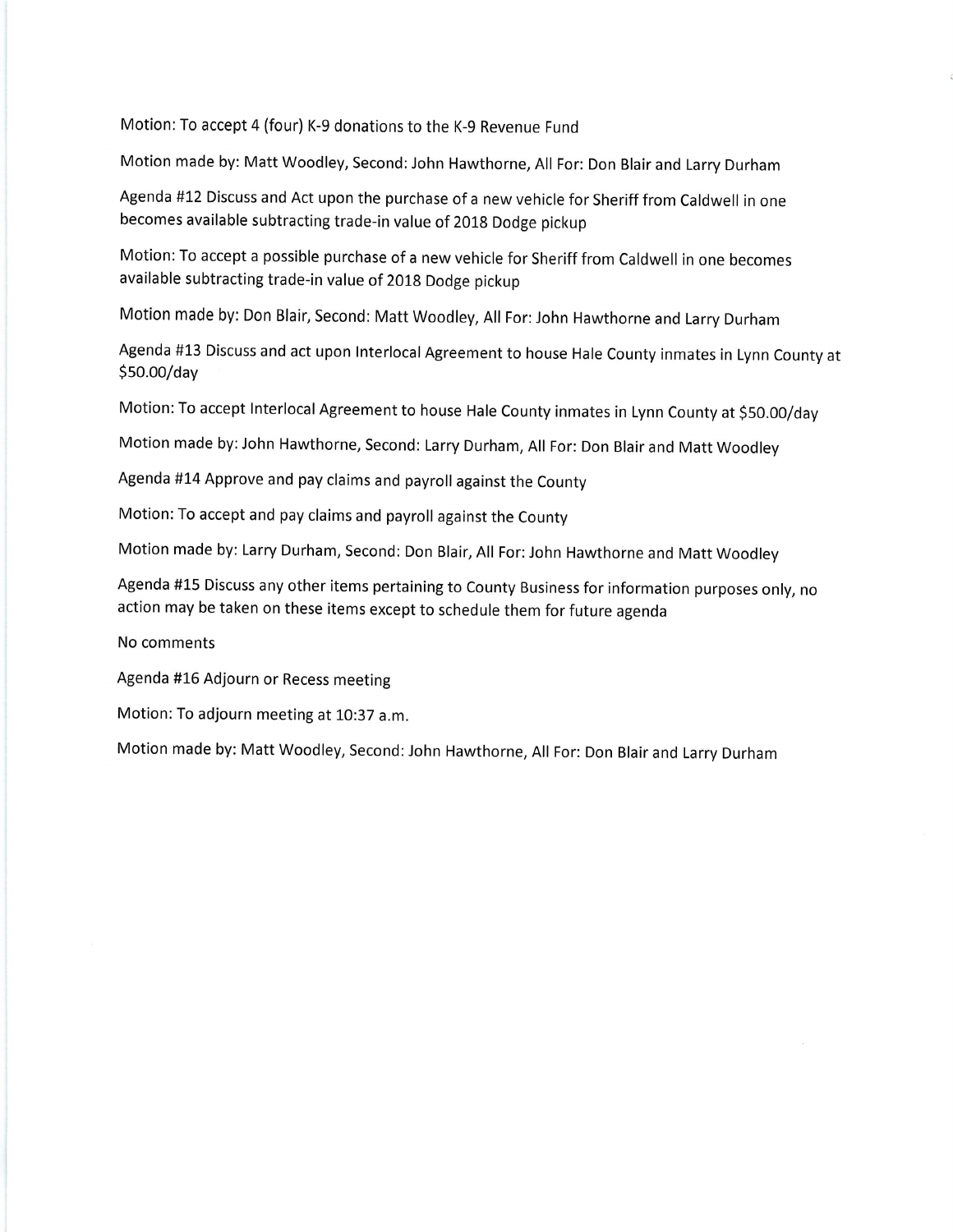Motion: To accept 4 (four) K-9 donations to the K-9 Revenue Fund

Motion made by: Matt Woodley, Second: John Hawthorne, All For: Don Blair and Larry Durham

Agenda #12 Discuss and Act upon the purchase of a new vehicle for Sheriff from Caldwell in one becomes available subtracting trade-in value of 2018 Dodge pickup

Motion: To accept a possible purchase of a new vehicle for Sheriff from Caldwell in one becomes available subtracting trade-in value of 2018 Dodge pickup

Motion made by: Don Blair, Second: Matt Woodley, All For: John Hawthorne and Larry Durham

Agenda #13 Discuss and act upon Interlocal Agreement to house Hale County inmates in Lynn County at $50.00/day

Motion: To accept Interlocal Agreement to house Hale County inmates in Lynn County at $50.00/day

Motion made by: John Hawthorne, Second: Larry Durham, All For: Don Blair and Matt Woodley

Agenda #14 Approve and pay claims and payroll against the County

Motion: To accept and pay claims and payroll against the County

Motion made by: Larry Durham, Second: Don Blair, All For: John Hawthorne and Matt Woodley

Agenda #15 Discuss any other items pertaining to County Business for information purposes only, no action may be taken on these items except to schedule them for future agenda

No comments

Agenda #16 Adjourn or Recess meeting

Motion: To adjourn meeting at 10:37 a.m.

Motion made by: Matt Woodley, Second: John Hawthorne, All For: Don Blair and Larry Durham